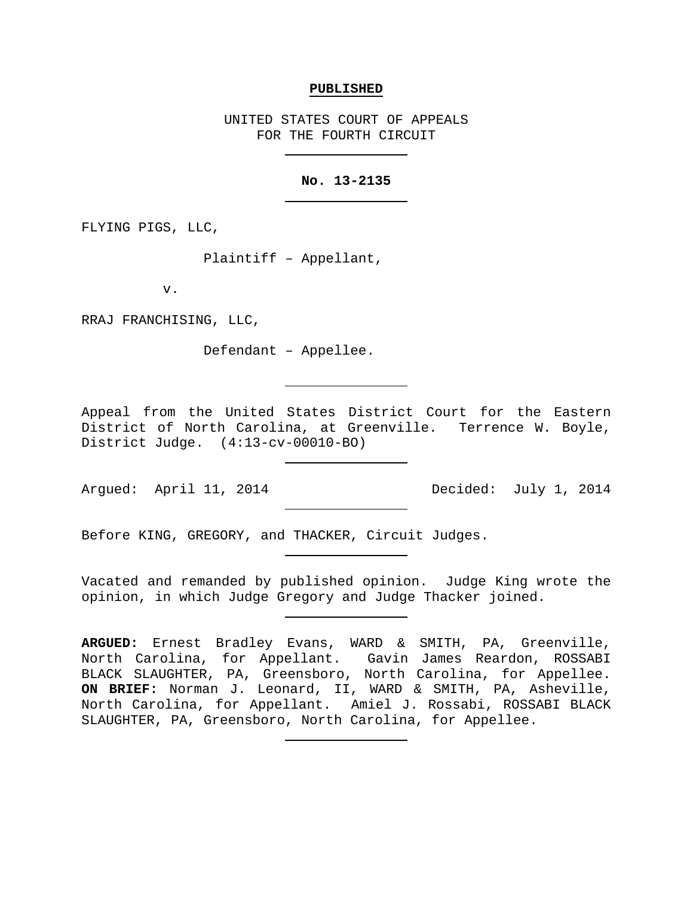**PUBLISHED**

UNITED STATES COURT OF APPEALS
FOR THE FOURTH CIRCUIT

---

**No. 13-2135**

---

FLYING PIGS, LLC,

Plaintiff – Appellant,

v.

RRAJ FRANCHISING, LLC,

Defendant – Appellee.

---

Appeal from the United States District Court for the Eastern District of North Carolina, at Greenville. Terrence W. Boyle, District Judge. (4:13-cv-00010-BO)

---

Argued: April 11, 2014 Decided: July 1, 2014

---

Before KING, GREGORY, and THACKER, Circuit Judges.

---

Vacated and remanded by published opinion. Judge King wrote the opinion, in which Judge Gregory and Judge Thacker joined.

---

**ARGUED:** Ernest Bradley Evans, WARD & SMITH, PA, Greenville, North Carolina, for Appellant. Gavin James Reardon, ROSSABI BLACK SLAUGHTER, PA, Greensboro, North Carolina, for Appellee. **ON BRIEF:** Norman J. Leonard, II, WARD & SMITH, PA, Asheville, North Carolina, for Appellant. Amiel J. Rossabi, ROSSABI BLACK SLAUGHTER, PA, Greensboro, North Carolina, for Appellee.

---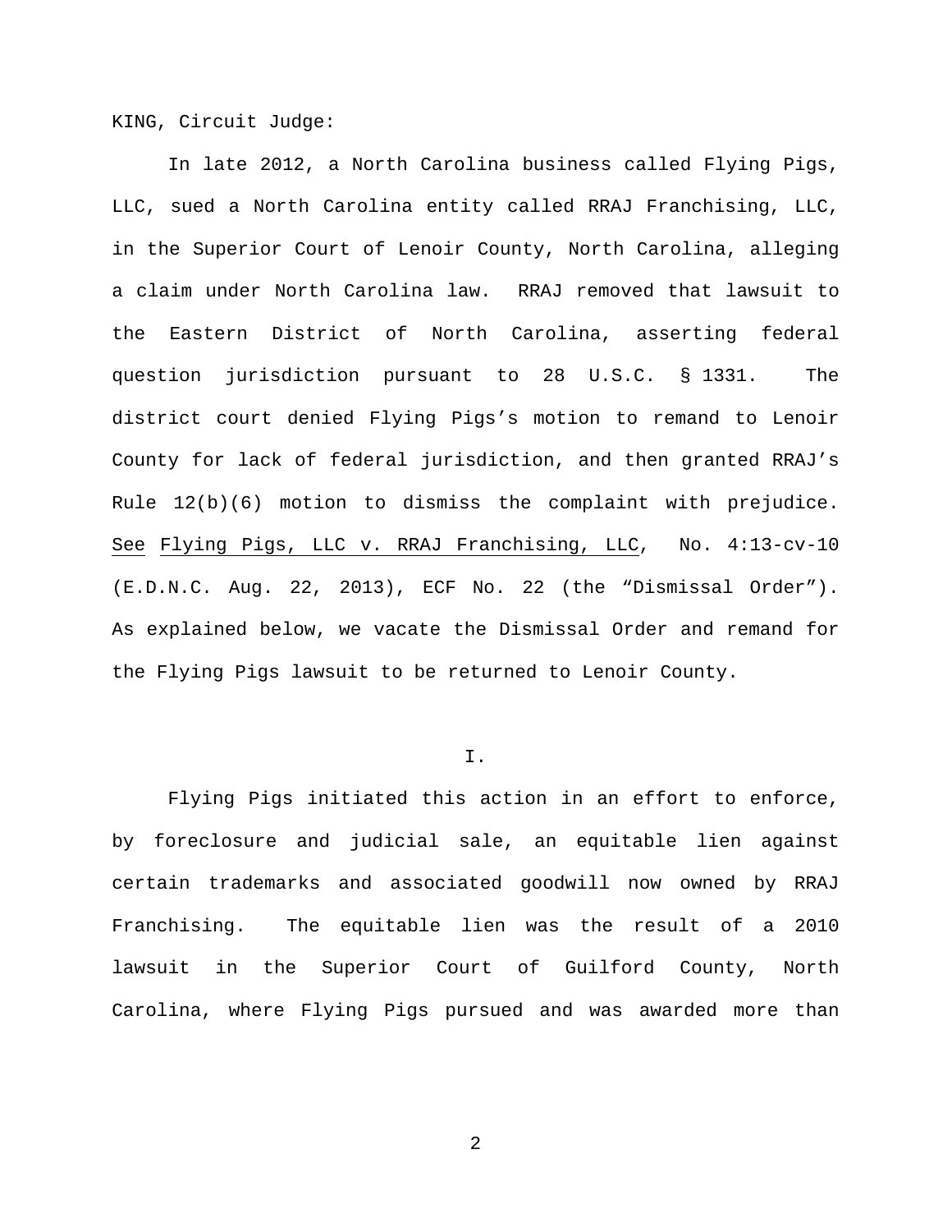KING, Circuit Judge:

In late 2012, a North Carolina business called Flying Pigs, LLC, sued a North Carolina entity called RRAJ Franchising, LLC, in the Superior Court of Lenoir County, North Carolina, alleging a claim under North Carolina law. RRAJ removed that lawsuit to the Eastern District of North Carolina, asserting federal question jurisdiction pursuant to 28 U.S.C. § 1331. The district court denied Flying Pigs's motion to remand to Lenoir County for lack of federal jurisdiction, and then granted RRAJ's Rule 12(b)(6) motion to dismiss the complaint with prejudice. See Flying Pigs, LLC v. RRAJ Franchising, LLC, No. 4:13-cv-10 (E.D.N.C. Aug. 22, 2013), ECF No. 22 (the "Dismissal Order"). As explained below, we vacate the Dismissal Order and remand for the Flying Pigs lawsuit to be returned to Lenoir County.

I.

Flying Pigs initiated this action in an effort to enforce, by foreclosure and judicial sale, an equitable lien against certain trademarks and associated goodwill now owned by RRAJ Franchising. The equitable lien was the result of a 2010 lawsuit in the Superior Court of Guilford County, North Carolina, where Flying Pigs pursued and was awarded more than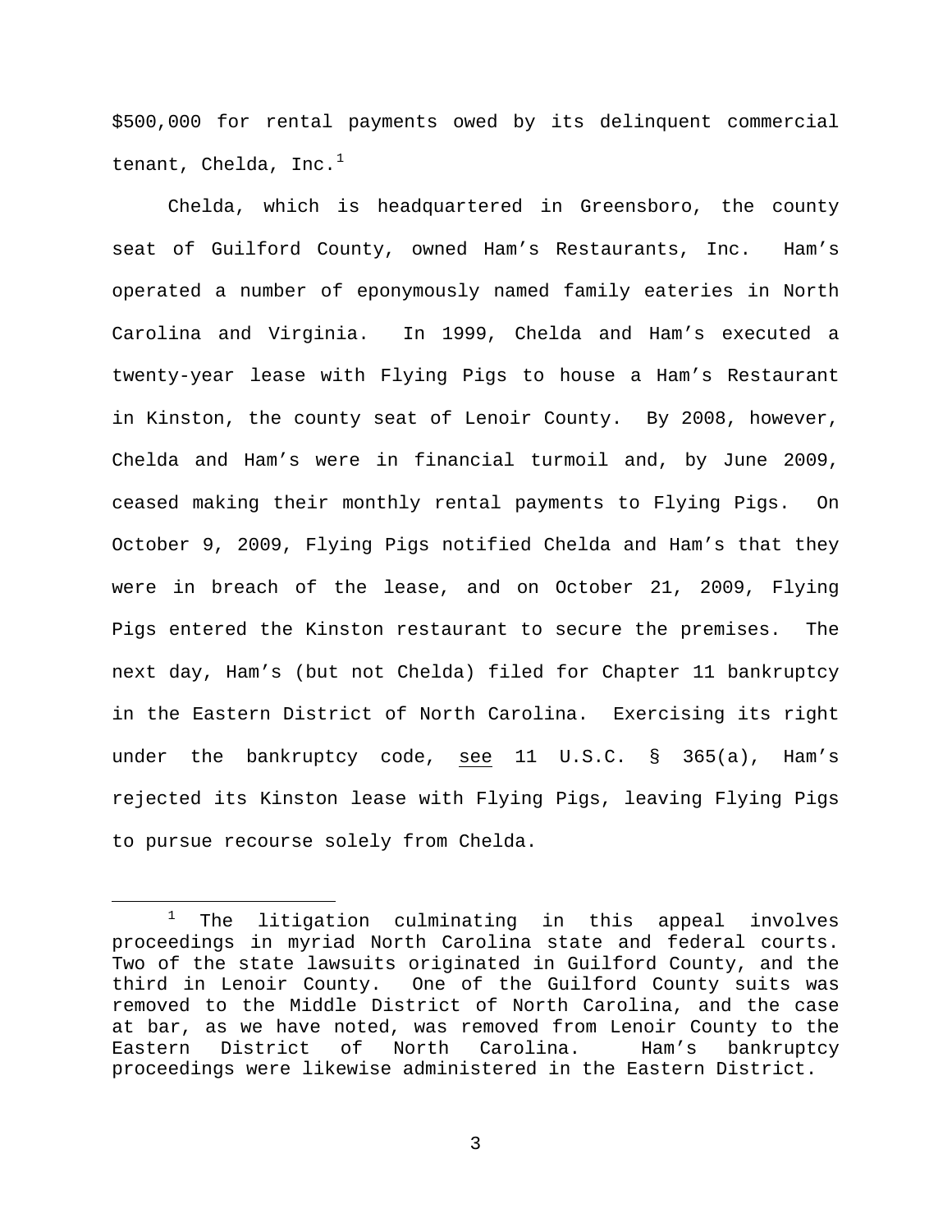$500,000 for rental payments owed by its delinquent commercial tenant, Chelda, Inc.[1]

Chelda, which is headquartered in Greensboro, the county seat of Guilford County, owned Ham's Restaurants, Inc. Ham's operated a number of eponymously named family eateries in North Carolina and Virginia. In 1999, Chelda and Ham's executed a twenty-year lease with Flying Pigs to house a Ham's Restaurant in Kinston, the county seat of Lenoir County. By 2008, however, Chelda and Ham's were in financial turmoil and, by June 2009, ceased making their monthly rental payments to Flying Pigs. On October 9, 2009, Flying Pigs notified Chelda and Ham's that they were in breach of the lease, and on October 21, 2009, Flying Pigs entered the Kinston restaurant to secure the premises. The next day, Ham's (but not Chelda) filed for Chapter 11 bankruptcy in the Eastern District of North Carolina. Exercising its right under the bankruptcy code, see 11 U.S.C. § 365(a), Ham's rejected its Kinston lease with Flying Pigs, leaving Flying Pigs to pursue recourse solely from Chelda.

[1] The litigation culminating in this appeal involves proceedings in myriad North Carolina state and federal courts. Two of the state lawsuits originated in Guilford County, and the third in Lenoir County. One of the Guilford County suits was removed to the Middle District of North Carolina, and the case at bar, as we have noted, was removed from Lenoir County to the Eastern District of North Carolina. Ham's bankruptcy proceedings were likewise administered in the Eastern District.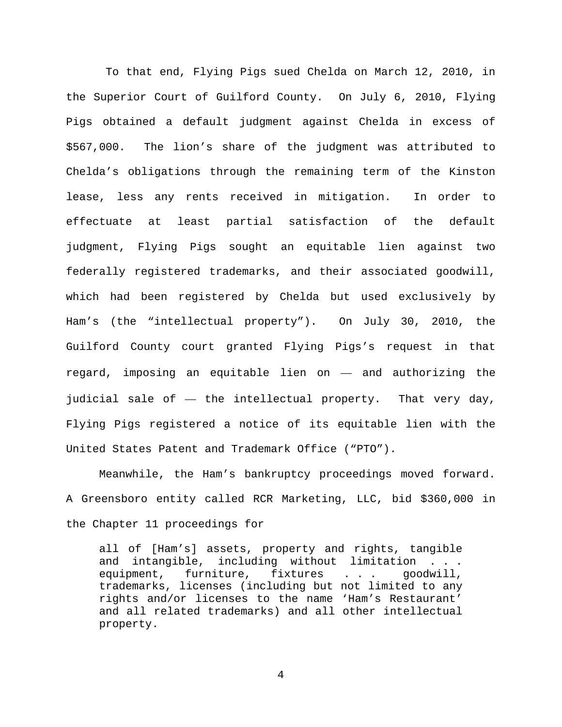To that end, Flying Pigs sued Chelda on March 12, 2010, in the Superior Court of Guilford County. On July 6, 2010, Flying Pigs obtained a default judgment against Chelda in excess of $567,000. The lion's share of the judgment was attributed to Chelda's obligations through the remaining term of the Kinston lease, less any rents received in mitigation. In order to effectuate at least partial satisfaction of the default judgment, Flying Pigs sought an equitable lien against two federally registered trademarks, and their associated goodwill, which had been registered by Chelda but used exclusively by Ham's (the "intellectual property"). On July 30, 2010, the Guilford County court granted Flying Pigs's request in that regard, imposing an equitable lien on — and authorizing the judicial sale of — the intellectual property. That very day, Flying Pigs registered a notice of its equitable lien with the United States Patent and Trademark Office ("PTO").

Meanwhile, the Ham's bankruptcy proceedings moved forward. A Greensboro entity called RCR Marketing, LLC, bid $360,000 in the Chapter 11 proceedings for

> all of [Ham's] assets, property and rights, tangible and intangible, including without limitation . . . equipment, furniture, fixtures . . . goodwill, trademarks, licenses (including but not limited to any rights and/or licenses to the name 'Ham's Restaurant' and all related trademarks) and all other intellectual property.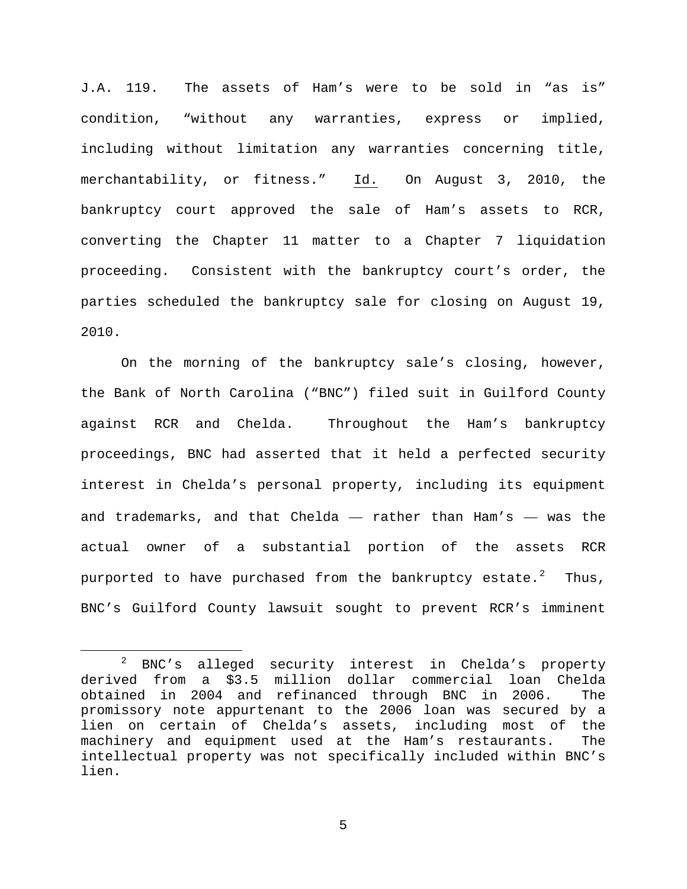J.A. 119. The assets of Ham's were to be sold in "as is" condition, "without any warranties, express or implied, including without limitation any warranties concerning title, merchantability, or fitness." Id. On August 3, 2010, the bankruptcy court approved the sale of Ham's assets to RCR, converting the Chapter 11 matter to a Chapter 7 liquidation proceeding. Consistent with the bankruptcy court's order, the parties scheduled the bankruptcy sale for closing on August 19, 2010.

On the morning of the bankruptcy sale's closing, however, the Bank of North Carolina ("BNC") filed suit in Guilford County against RCR and Chelda. Throughout the Ham's bankruptcy proceedings, BNC had asserted that it held a perfected security interest in Chelda's personal property, including its equipment and trademarks, and that Chelda — rather than Ham's — was the actual owner of a substantial portion of the assets RCR purported to have purchased from the bankruptcy estate.[2] Thus, BNC's Guilford County lawsuit sought to prevent RCR's imminent

[2] BNC's alleged security interest in Chelda's property derived from a $3.5 million dollar commercial loan Chelda obtained in 2004 and refinanced through BNC in 2006. The promissory note appurtenant to the 2006 loan was secured by a lien on certain of Chelda's assets, including most of the machinery and equipment used at the Ham's restaurants. The intellectual property was not specifically included within BNC's lien.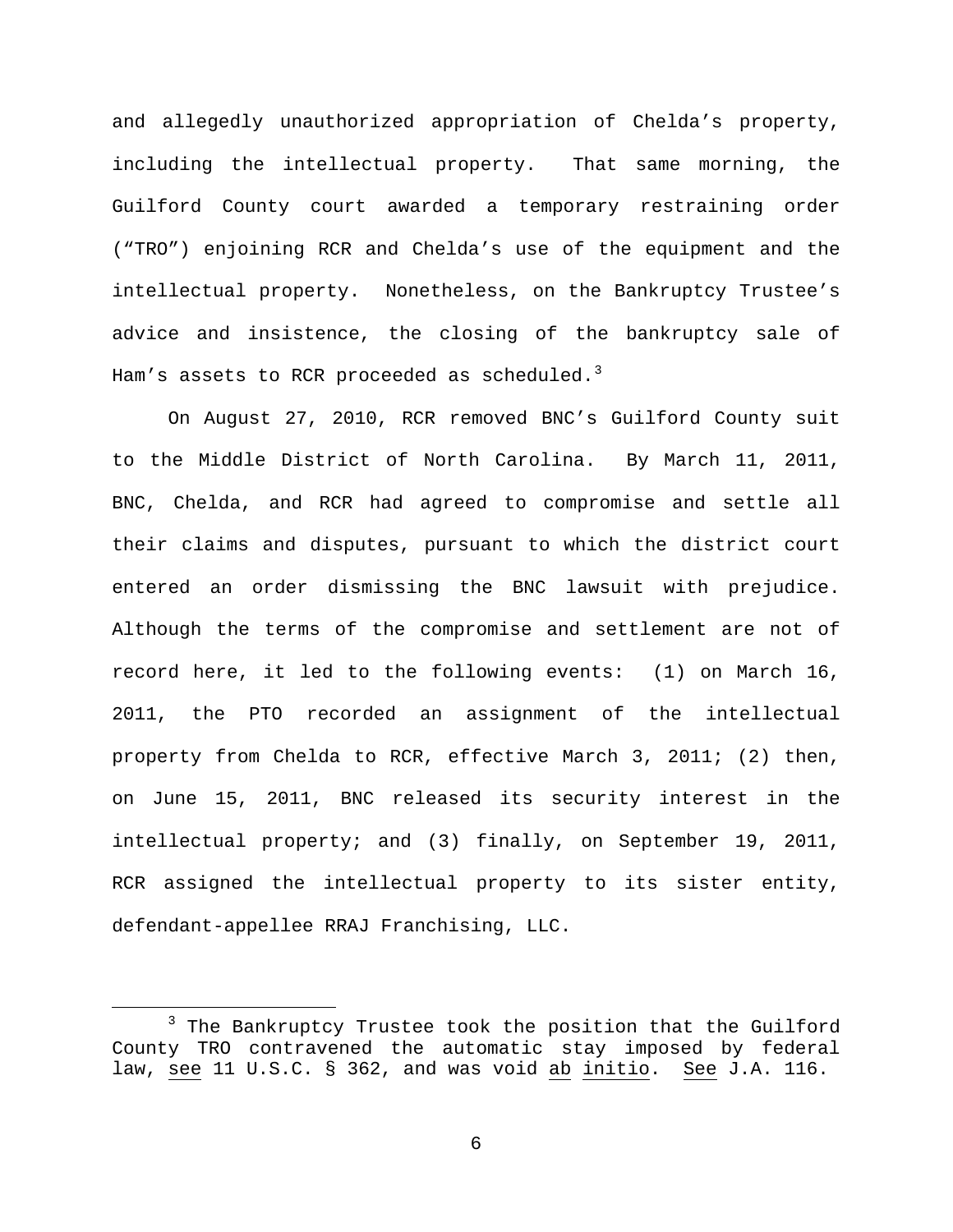and allegedly unauthorized appropriation of Chelda's property, including the intellectual property. That same morning, the Guilford County court awarded a temporary restraining order ("TRO") enjoining RCR and Chelda's use of the equipment and the intellectual property. Nonetheless, on the Bankruptcy Trustee's advice and insistence, the closing of the bankruptcy sale of Ham's assets to RCR proceeded as scheduled.[3]

On August 27, 2010, RCR removed BNC's Guilford County suit to the Middle District of North Carolina. By March 11, 2011, BNC, Chelda, and RCR had agreed to compromise and settle all their claims and disputes, pursuant to which the district court entered an order dismissing the BNC lawsuit with prejudice. Although the terms of the compromise and settlement are not of record here, it led to the following events: (1) on March 16, 2011, the PTO recorded an assignment of the intellectual property from Chelda to RCR, effective March 3, 2011; (2) then, on June 15, 2011, BNC released its security interest in the intellectual property; and (3) finally, on September 19, 2011, RCR assigned the intellectual property to its sister entity, defendant-appellee RRAJ Franchising, LLC.

[3] The Bankruptcy Trustee took the position that the Guilford County TRO contravened the automatic stay imposed by federal law, see 11 U.S.C. § 362, and was void ab initio. See J.A. 116.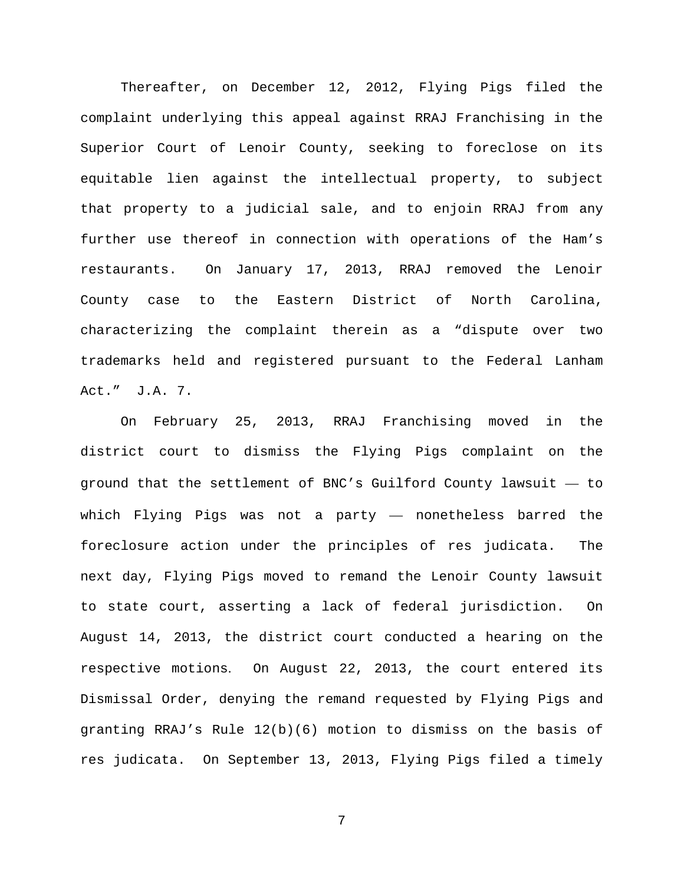Thereafter, on December 12, 2012, Flying Pigs filed the complaint underlying this appeal against RRAJ Franchising in the Superior Court of Lenoir County, seeking to foreclose on its equitable lien against the intellectual property, to subject that property to a judicial sale, and to enjoin RRAJ from any further use thereof in connection with operations of the Ham's restaurants. On January 17, 2013, RRAJ removed the Lenoir County case to the Eastern District of North Carolina, characterizing the complaint therein as a "dispute over two trademarks held and registered pursuant to the Federal Lanham Act." J.A. 7.

On February 25, 2013, RRAJ Franchising moved in the district court to dismiss the Flying Pigs complaint on the ground that the settlement of BNC's Guilford County lawsuit — to which Flying Pigs was not a party — nonetheless barred the foreclosure action under the principles of res judicata. The next day, Flying Pigs moved to remand the Lenoir County lawsuit to state court, asserting a lack of federal jurisdiction. On August 14, 2013, the district court conducted a hearing on the respective motions. On August 22, 2013, the court entered its Dismissal Order, denying the remand requested by Flying Pigs and granting RRAJ's Rule 12(b)(6) motion to dismiss on the basis of res judicata. On September 13, 2013, Flying Pigs filed a timely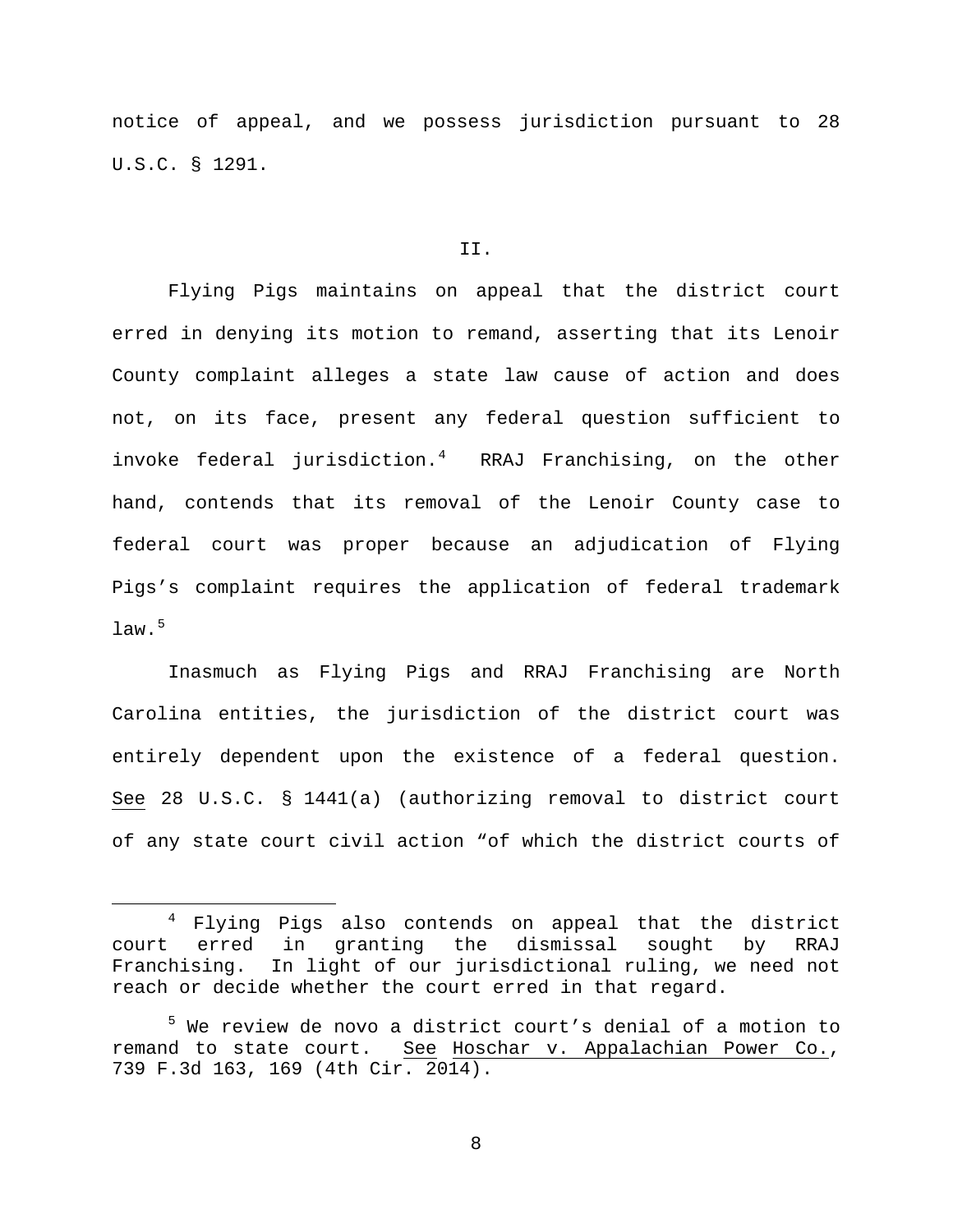notice of appeal, and we possess jurisdiction pursuant to 28 U.S.C. § 1291.

## II.

Flying Pigs maintains on appeal that the district court erred in denying its motion to remand, asserting that its Lenoir County complaint alleges a state law cause of action and does not, on its face, present any federal question sufficient to invoke federal jurisdiction.[4] RRAJ Franchising, on the other hand, contends that its removal of the Lenoir County case to federal court was proper because an adjudication of Flying Pigs's complaint requires the application of federal trademark law.[5]

Inasmuch as Flying Pigs and RRAJ Franchising are North Carolina entities, the jurisdiction of the district court was entirely dependent upon the existence of a federal question. See 28 U.S.C. § 1441(a) (authorizing removal to district court of any state court civil action "of which the district courts of

---

[4] Flying Pigs also contends on appeal that the district court erred in granting the dismissal sought by RRAJ Franchising. In light of our jurisdictional ruling, we need not reach or decide whether the court erred in that regard.

[5] We review de novo a district court's denial of a motion to remand to state court. See Hoschar v. Appalachian Power Co., 739 F.3d 163, 169 (4th Cir. 2014).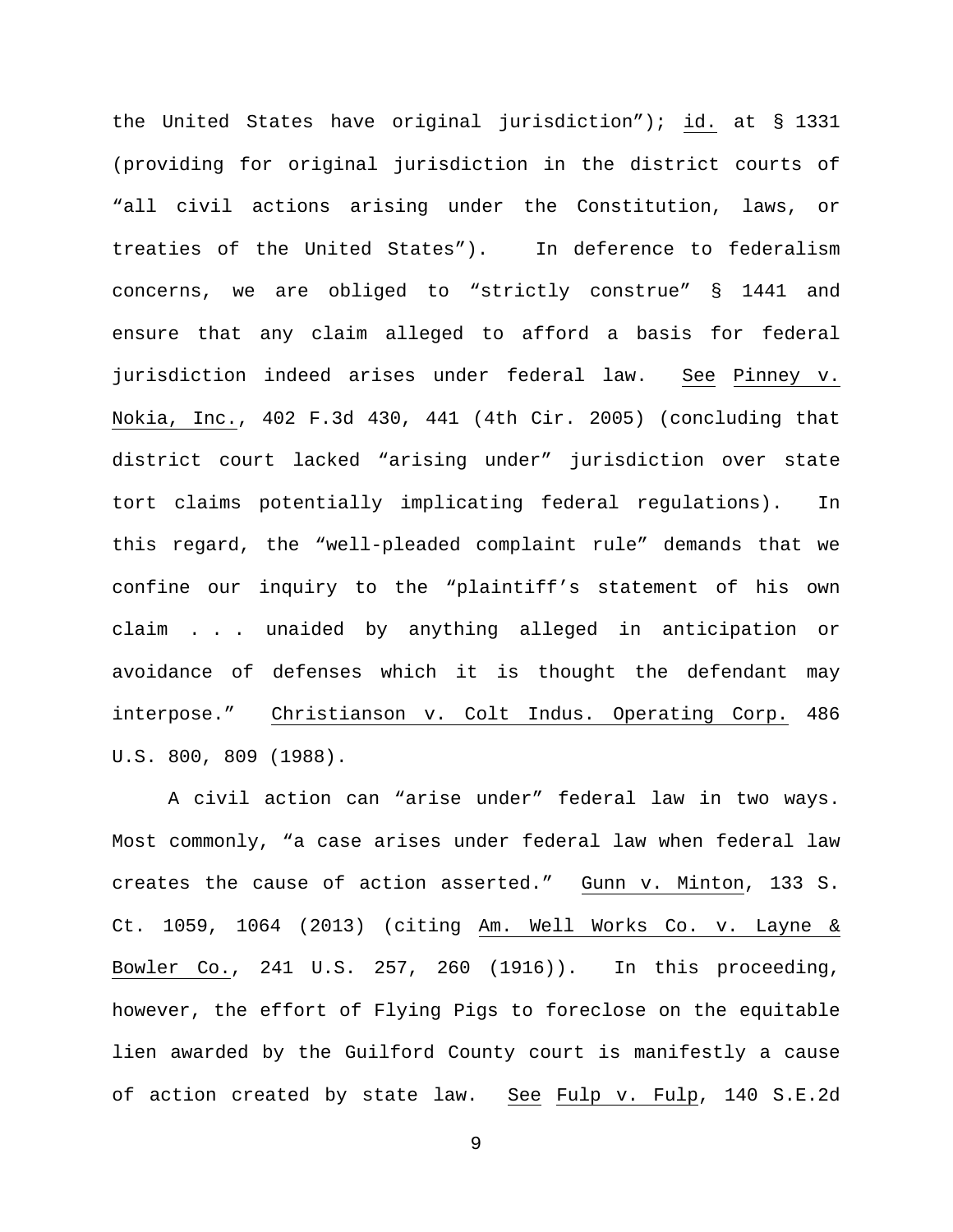the United States have original jurisdiction”); id. at § 1331 (providing for original jurisdiction in the district courts of “all civil actions arising under the Constitution, laws, or treaties of the United States”). In deference to federalism concerns, we are obliged to “strictly construe” § 1441 and ensure that any claim alleged to afford a basis for federal jurisdiction indeed arises under federal law. See Pinney v. Nokia, Inc., 402 F.3d 430, 441 (4th Cir. 2005) (concluding that district court lacked “arising under” jurisdiction over state tort claims potentially implicating federal regulations). In this regard, the “well-pleaded complaint rule” demands that we confine our inquiry to the “plaintiff’s statement of his own claim . . . unaided by anything alleged in anticipation or avoidance of defenses which it is thought the defendant may interpose.” Christianson v. Colt Indus. Operating Corp. 486 U.S. 800, 809 (1988).

A civil action can “arise under” federal law in two ways. Most commonly, “a case arises under federal law when federal law creates the cause of action asserted.” Gunn v. Minton, 133 S. Ct. 1059, 1064 (2013) (citing Am. Well Works Co. v. Layne & Bowler Co., 241 U.S. 257, 260 (1916)). In this proceeding, however, the effort of Flying Pigs to foreclose on the equitable lien awarded by the Guilford County court is manifestly a cause of action created by state law. See Fulp v. Fulp, 140 S.E.2d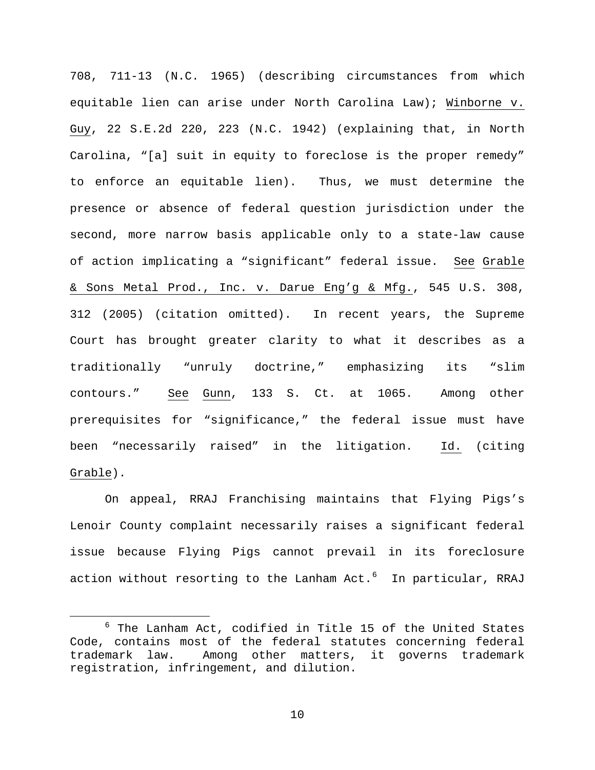708, 711-13 (N.C. 1965) (describing circumstances from which equitable lien can arise under North Carolina Law); Winborne v. Guy, 22 S.E.2d 220, 223 (N.C. 1942) (explaining that, in North Carolina, "[a] suit in equity to foreclose is the proper remedy" to enforce an equitable lien). Thus, we must determine the presence or absence of federal question jurisdiction under the second, more narrow basis applicable only to a state-law cause of action implicating a "significant" federal issue. See Grable & Sons Metal Prod., Inc. v. Darue Eng'g & Mfg., 545 U.S. 308, 312 (2005) (citation omitted). In recent years, the Supreme Court has brought greater clarity to what it describes as a traditionally "unruly doctrine," emphasizing its "slim contours." See Gunn, 133 S. Ct. at 1065. Among other prerequisites for "significance," the federal issue must have been "necessarily raised" in the litigation. Id. (citing Grable).

On appeal, RRAJ Franchising maintains that Flying Pigs's Lenoir County complaint necessarily raises a significant federal issue because Flying Pigs cannot prevail in its foreclosure action without resorting to the Lanham Act.[6] In particular, RRAJ

[6] The Lanham Act, codified in Title 15 of the United States Code, contains most of the federal statutes concerning federal trademark law. Among other matters, it governs trademark registration, infringement, and dilution.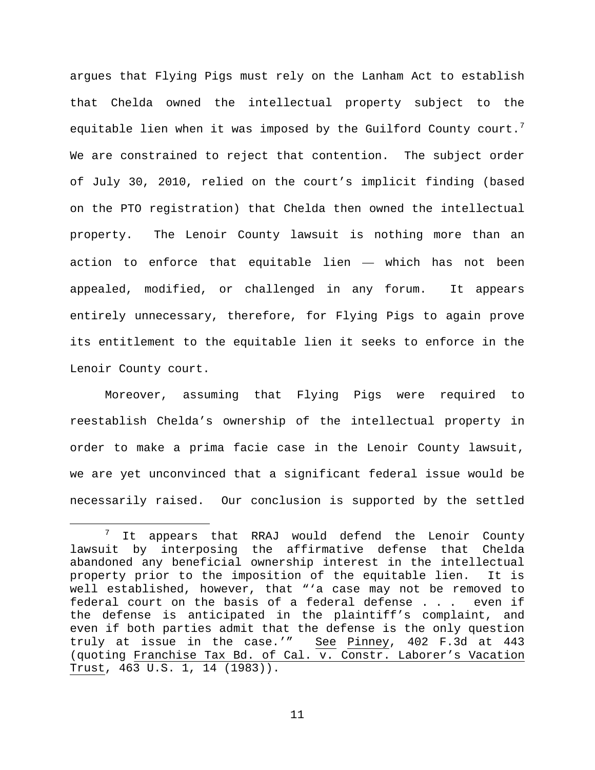argues that Flying Pigs must rely on the Lanham Act to establish that Chelda owned the intellectual property subject to the equitable lien when it was imposed by the Guilford County court.[7] We are constrained to reject that contention. The subject order of July 30, 2010, relied on the court's implicit finding (based on the PTO registration) that Chelda then owned the intellectual property. The Lenoir County lawsuit is nothing more than an action to enforce that equitable lien — which has not been appealed, modified, or challenged in any forum. It appears entirely unnecessary, therefore, for Flying Pigs to again prove its entitlement to the equitable lien it seeks to enforce in the Lenoir County court.

Moreover, assuming that Flying Pigs were required to reestablish Chelda's ownership of the intellectual property in order to make a prima facie case in the Lenoir County lawsuit, we are yet unconvinced that a significant federal issue would be necessarily raised. Our conclusion is supported by the settled

[7] It appears that RRAJ would defend the Lenoir County lawsuit by interposing the affirmative defense that Chelda abandoned any beneficial ownership interest in the intellectual property prior to the imposition of the equitable lien. It is well established, however, that "'a case may not be removed to federal court on the basis of a federal defense . . . even if the defense is anticipated in the plaintiff's complaint, and even if both parties admit that the defense is the only question truly at issue in the case.'" See Pinney, 402 F.3d at 443 (quoting Franchise Tax Bd. of Cal. v. Constr. Laborer's Vacation Trust, 463 U.S. 1, 14 (1983)).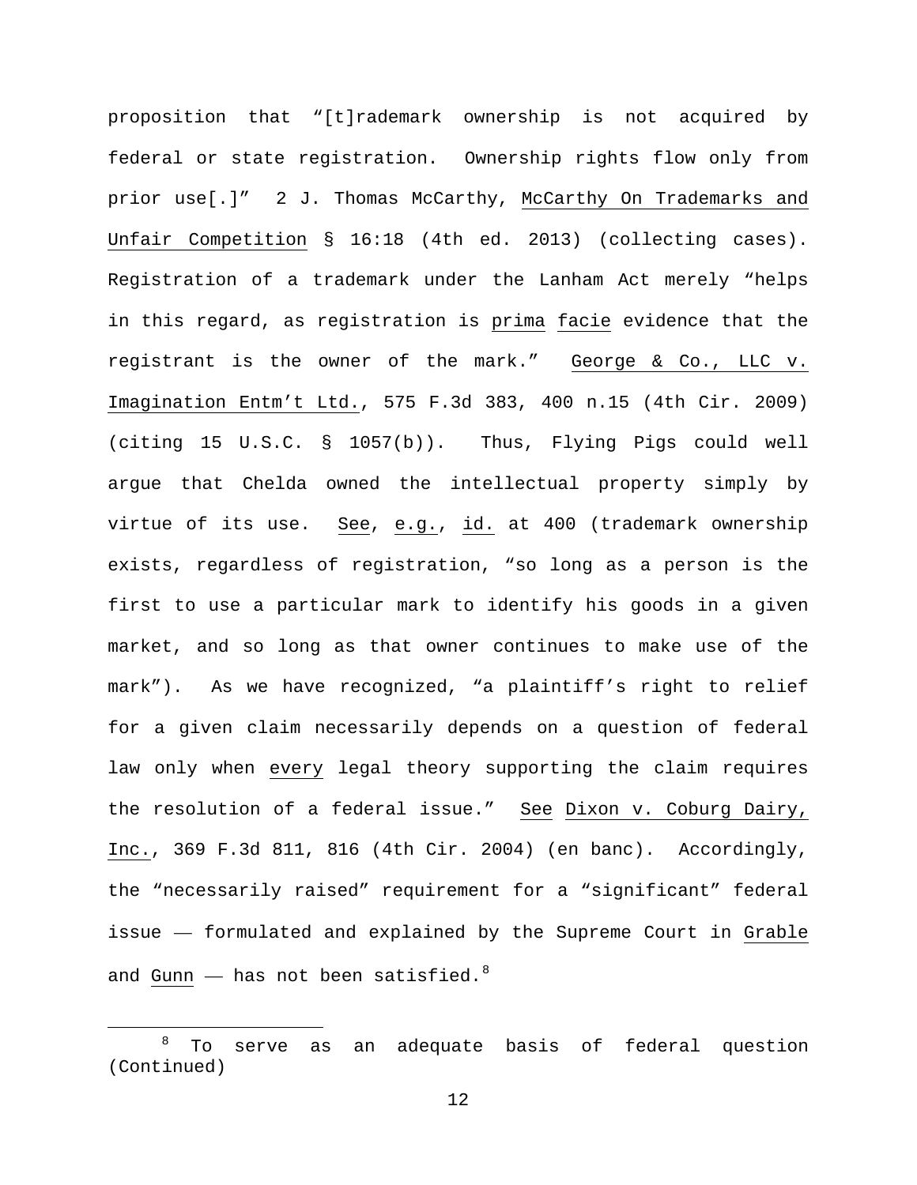proposition that "[t]rademark ownership is not acquired by federal or state registration. Ownership rights flow only from prior use[.]" 2 J. Thomas McCarthy, McCarthy On Trademarks and Unfair Competition § 16:18 (4th ed. 2013) (collecting cases). Registration of a trademark under the Lanham Act merely "helps in this regard, as registration is prima facie evidence that the registrant is the owner of the mark." George & Co., LLC v. Imagination Entm't Ltd., 575 F.3d 383, 400 n.15 (4th Cir. 2009) (citing 15 U.S.C. § 1057(b)). Thus, Flying Pigs could well argue that Chelda owned the intellectual property simply by virtue of its use. See, e.g., id. at 400 (trademark ownership exists, regardless of registration, "so long as a person is the first to use a particular mark to identify his goods in a given market, and so long as that owner continues to make use of the mark"). As we have recognized, "a plaintiff's right to relief for a given claim necessarily depends on a question of federal law only when every legal theory supporting the claim requires the resolution of a federal issue." See Dixon v. Coburg Dairy, Inc., 369 F.3d 811, 816 (4th Cir. 2004) (en banc). Accordingly, the "necessarily raised" requirement for a "significant" federal issue — formulated and explained by the Supreme Court in Grable and Gunn — has not been satisfied.[8]

---

[8] To serve as an adequate basis of federal question (Continued)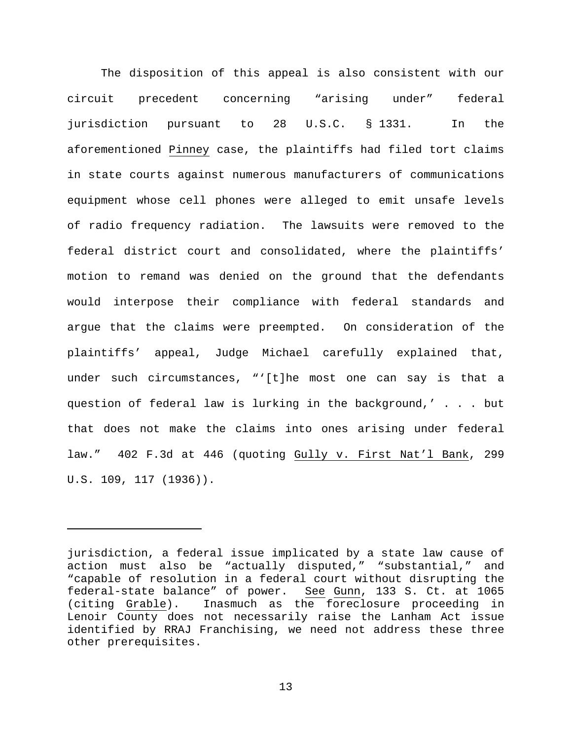The disposition of this appeal is also consistent with our circuit precedent concerning "arising under" federal jurisdiction pursuant to 28 U.S.C. § 1331. In the aforementioned Pinney case, the plaintiffs had filed tort claims in state courts against numerous manufacturers of communications equipment whose cell phones were alleged to emit unsafe levels of radio frequency radiation. The lawsuits were removed to the federal district court and consolidated, where the plaintiffs' motion to remand was denied on the ground that the defendants would interpose their compliance with federal standards and argue that the claims were preempted. On consideration of the plaintiffs' appeal, Judge Michael carefully explained that, under such circumstances, "'[t]he most one can say is that a question of federal law is lurking in the background,' . . . but that does not make the claims into ones arising under federal law." 402 F.3d at 446 (quoting Gully v. First Nat'l Bank, 299 U.S. 109, 117 (1936)).

---

jurisdiction, a federal issue implicated by a state law cause of action must also be "actually disputed," "substantial," and "capable of resolution in a federal court without disrupting the federal-state balance" of power. See Gunn, 133 S. Ct. at 1065 (citing Grable). Inasmuch as the foreclosure proceeding in Lenoir County does not necessarily raise the Lanham Act issue identified by RRAJ Franchising, we need not address these three other prerequisites.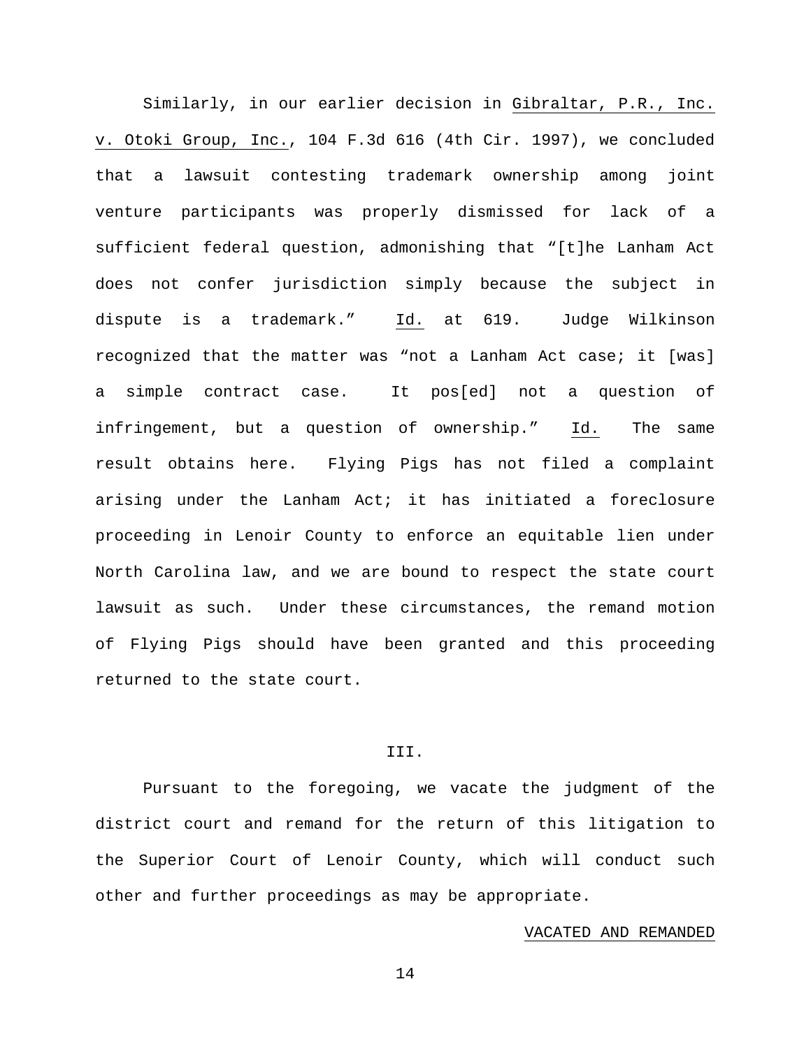Similarly, in our earlier decision in <u>Gibraltar, P.R., Inc. v. Otoki Group, Inc.</u>, 104 F.3d 616 (4th Cir. 1997), we concluded that a lawsuit contesting trademark ownership among joint venture participants was properly dismissed for lack of a sufficient federal question, admonishing that "[t]he Lanham Act does not confer jurisdiction simply because the subject in dispute is a trademark." <u>Id.</u> at 619. Judge Wilkinson recognized that the matter was "not a Lanham Act case; it [was] a simple contract case. It pos[ed] not a question of infringement, but a question of ownership." <u>Id.</u> The same result obtains here. Flying Pigs has not filed a complaint arising under the Lanham Act; it has initiated a foreclosure proceeding in Lenoir County to enforce an equitable lien under North Carolina law, and we are bound to respect the state court lawsuit as such. Under these circumstances, the remand motion of Flying Pigs should have been granted and this proceeding returned to the state court.

## III.

Pursuant to the foregoing, we vacate the judgment of the district court and remand for the return of this litigation to the Superior Court of Lenoir County, which will conduct such other and further proceedings as may be appropriate.

<u>VACATED AND REMANDED</u>